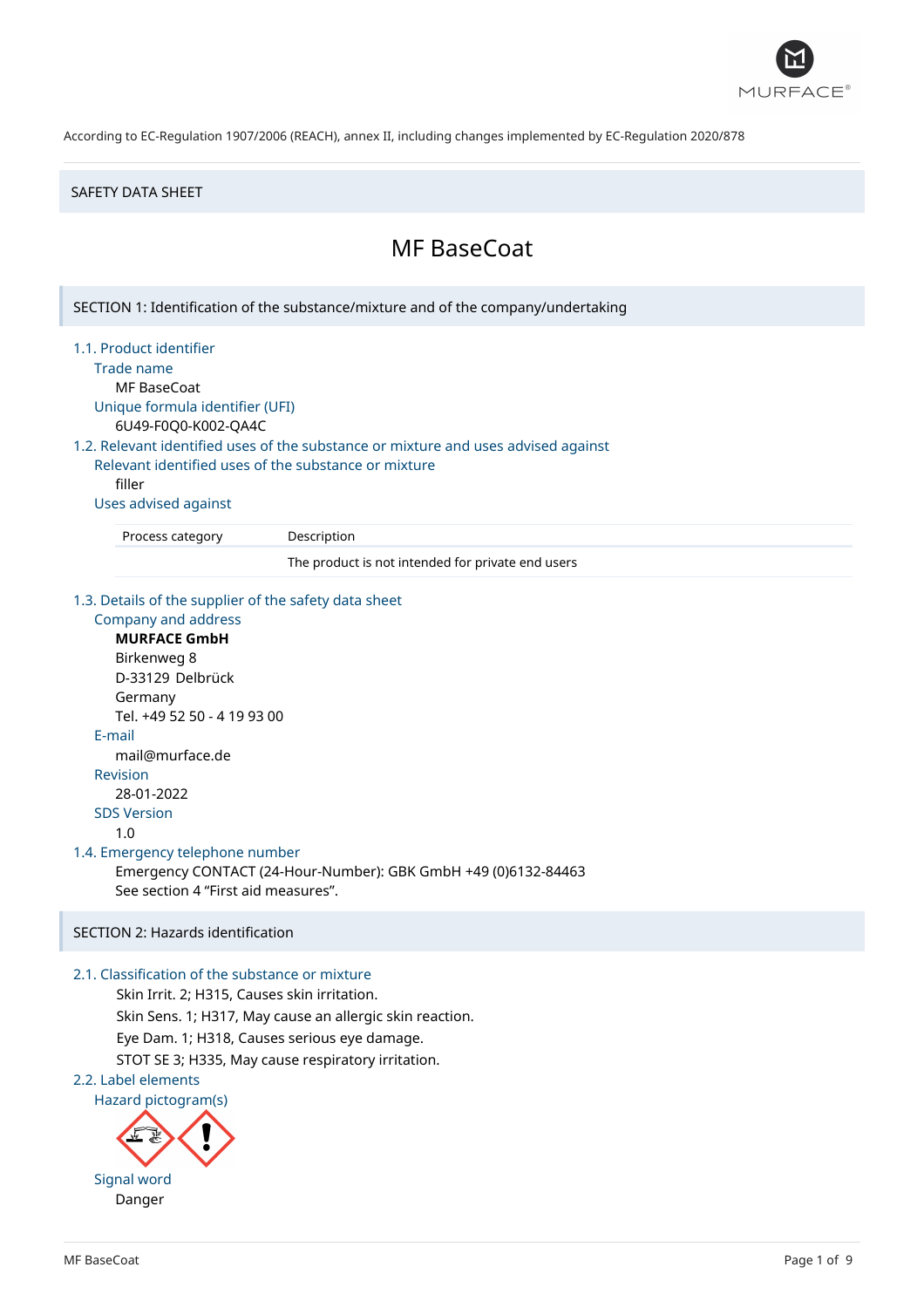According to EC-Regulation 1907/2006 (REACH), annex II, including changes implemented by EC-Regulation 2020/878

SAFETY DATA SHEET

# MF BaseCoat

## SECTION 1: Identification of the substance/mixture and of the company/undertaking

### 1.1. Product identifier

Trade name

MF BaseCoat

Unique formula identifier (UFI)

6U49-F0Q0-K002-QA4C

### 1.2. Relevant identified uses of the substance or mixture and uses advised against

Relevant identified uses of the substance or mixture

filler

Uses advised against

| Process category | Description |
|---|---|
| | The product is not intended for private end users |

### 1.3. Details of the supplier of the safety data sheet

Company and address

**MURFACE GmbH**
Birkenweg 8
D-33129 Delbrück
Germany
Tel. +49 52 50 - 4 19 93 00

E-mail

mail@murface.de

Revision

28-01-2022

SDS Version

1.0

### 1.4. Emergency telephone number

Emergency CONTACT (24-Hour-Number): GBK GmbH +49 (0)6132-84463
See section 4 “First aid measures”.

## SECTION 2: Hazards identification

### 2.1. Classification of the substance or mixture

Skin Irrit. 2; H315, Causes skin irritation.
Skin Sens. 1; H317, May cause an allergic skin reaction.
Eye Dam. 1; H318, Causes serious eye damage.
STOT SE 3; H335, May cause respiratory irritation.

### 2.2. Label elements

Hazard pictogram(s)

Signal word

Danger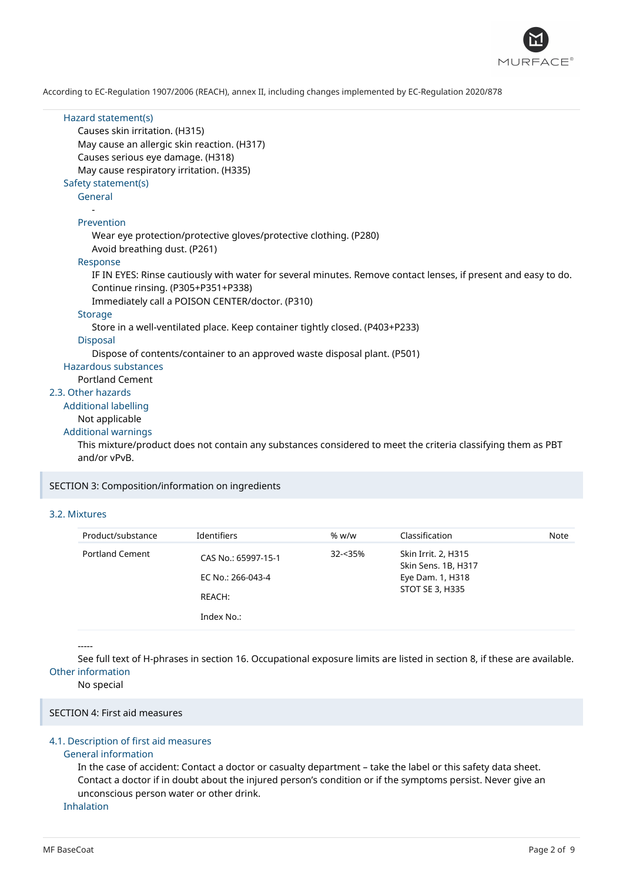According to EC-Regulation 1907/2006 (REACH), annex II, including changes implemented by EC-Regulation 2020/878

### Hazard statement(s)

Causes skin irritation. (H315)
May cause an allergic skin reaction. (H317)
Causes serious eye damage. (H318)
May cause respiratory irritation. (H335)

### Safety statement(s)

#### General

-

#### Prevention

Wear eye protection/protective gloves/protective clothing. (P280)
Avoid breathing dust. (P261)

#### Response

IF IN EYES: Rinse cautiously with water for several minutes. Remove contact lenses, if present and easy to do. Continue rinsing. (P305+P351+P338)
Immediately call a POISON CENTER/doctor. (P310)

#### Storage

Store in a well-ventilated place. Keep container tightly closed. (P403+P233)

#### Disposal

Dispose of contents/container to an approved waste disposal plant. (P501)

### Hazardous substances

Portland Cement

## 2.3. Other hazards

### Additional labelling

Not applicable

### Additional warnings

This mixture/product does not contain any substances considered to meet the criteria classifying them as PBT and/or vPvB.

# SECTION 3: Composition/information on ingredients

## 3.2. Mixtures

| Product/substance | Identifiers | % w/w | Classification | Note |
|---|---|---|---|---|
| Portland Cement | CAS No.: 65997-15-1<br>EC No.: 266-043-4<br>REACH:<br>Index No.: | 32-<35% | Skin Irrit. 2, H315<br>Skin Sens. 1B, H317<br>Eye Dam. 1, H318<br>STOT SE 3, H335 | |

-----

See full text of H-phrases in section 16. Occupational exposure limits are listed in section 8, if these are available.

### Other information

No special

# SECTION 4: First aid measures

## 4.1. Description of first aid measures

### General information

In the case of accident: Contact a doctor or casualty department – take the label or this safety data sheet. Contact a doctor if in doubt about the injured person's condition or if the symptoms persist. Never give an unconscious person water or other drink.

### Inhalation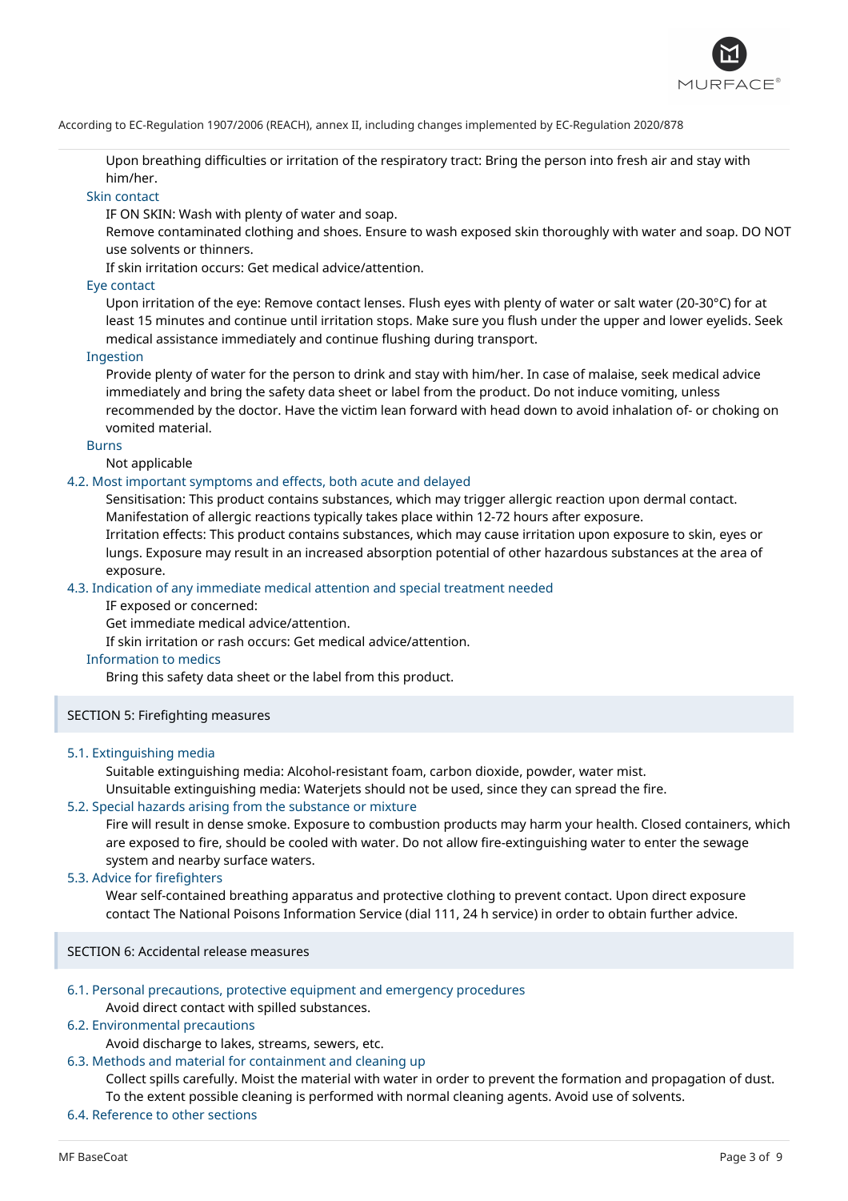Upon breathing difficulties or irritation of the respiratory tract: Bring the person into fresh air and stay with him/her.

### Skin contact

IF ON SKIN: Wash with plenty of water and soap.

Remove contaminated clothing and shoes. Ensure to wash exposed skin thoroughly with water and soap. DO NOT use solvents or thinners.

If skin irritation occurs: Get medical advice/attention.

### Eye contact

Upon irritation of the eye: Remove contact lenses. Flush eyes with plenty of water or salt water (20-30°C) for at least 15 minutes and continue until irritation stops. Make sure you flush under the upper and lower eyelids. Seek medical assistance immediately and continue flushing during transport.

### Ingestion

Provide plenty of water for the person to drink and stay with him/her. In case of malaise, seek medical advice immediately and bring the safety data sheet or label from the product. Do not induce vomiting, unless recommended by the doctor. Have the victim lean forward with head down to avoid inhalation of- or choking on vomited material.

### Burns

Not applicable

### 4.2. Most important symptoms and effects, both acute and delayed

Sensitisation: This product contains substances, which may trigger allergic reaction upon dermal contact. Manifestation of allergic reactions typically takes place within 12-72 hours after exposure.

Irritation effects: This product contains substances, which may cause irritation upon exposure to skin, eyes or lungs. Exposure may result in an increased absorption potential of other hazardous substances at the area of exposure.

### 4.3. Indication of any immediate medical attention and special treatment needed

IF exposed or concerned:

Get immediate medical advice/attention.

If skin irritation or rash occurs: Get medical advice/attention.

### Information to medics

Bring this safety data sheet or the label from this product.

## SECTION 5: Firefighting measures

### 5.1. Extinguishing media

Suitable extinguishing media: Alcohol-resistant foam, carbon dioxide, powder, water mist.

Unsuitable extinguishing media: Waterjets should not be used, since they can spread the fire.

### 5.2. Special hazards arising from the substance or mixture

Fire will result in dense smoke. Exposure to combustion products may harm your health. Closed containers, which are exposed to fire, should be cooled with water. Do not allow fire-extinguishing water to enter the sewage system and nearby surface waters.

### 5.3. Advice for firefighters

Wear self-contained breathing apparatus and protective clothing to prevent contact. Upon direct exposure contact The National Poisons Information Service (dial 111, 24 h service) in order to obtain further advice.

## SECTION 6: Accidental release measures

### 6.1. Personal precautions, protective equipment and emergency procedures

Avoid direct contact with spilled substances.

### 6.2. Environmental precautions

Avoid discharge to lakes, streams, sewers, etc.

### 6.3. Methods and material for containment and cleaning up

Collect spills carefully. Moist the material with water in order to prevent the formation and propagation of dust. To the extent possible cleaning is performed with normal cleaning agents. Avoid use of solvents.

### 6.4. Reference to other sections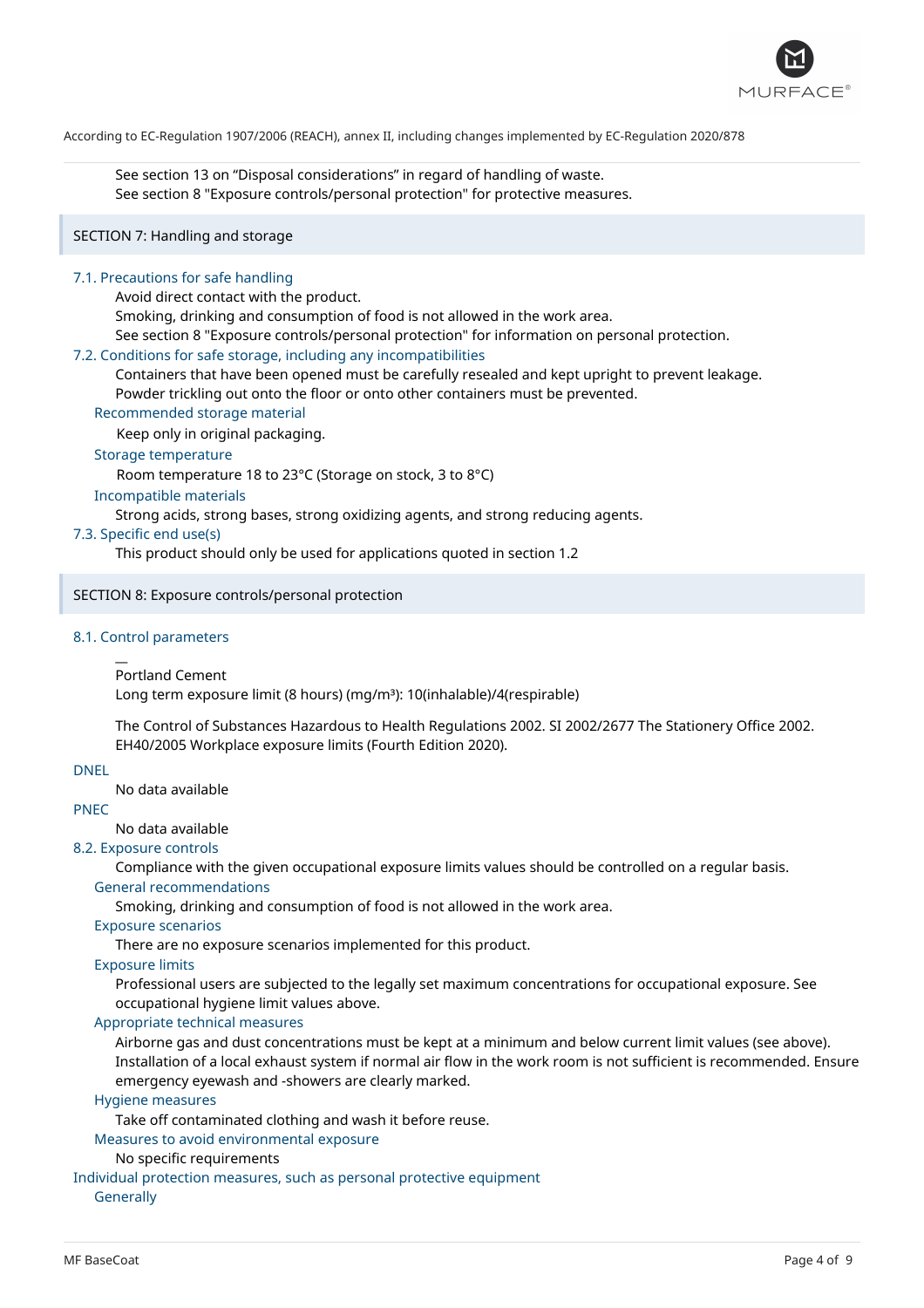See section 13 on “Disposal considerations” in regard of handling of waste.
See section 8 "Exposure controls/personal protection" for protective measures.

## SECTION 7: Handling and storage

### 7.1. Precautions for safe handling

Avoid direct contact with the product.
Smoking, drinking and consumption of food is not allowed in the work area.
See section 8 "Exposure controls/personal protection" for information on personal protection.

### 7.2. Conditions for safe storage, including any incompatibilities

Containers that have been opened must be carefully resealed and kept upright to prevent leakage.
Powder trickling out onto the floor or onto other containers must be prevented.

#### Recommended storage material

Keep only in original packaging.

#### Storage temperature

Room temperature 18 to 23°C (Storage on stock, 3 to 8°C)

#### Incompatible materials

Strong acids, strong bases, strong oxidizing agents, and strong reducing agents.

### 7.3. Specific end use(s)

This product should only be used for applications quoted in section 1.2

## SECTION 8: Exposure controls/personal protection

### 8.1. Control parameters

—
Portland Cement
Long term exposure limit (8 hours) (mg/m³): 10(inhalable)/4(respirable)

The Control of Substances Hazardous to Health Regulations 2002. SI 2002/2677 The Stationery Office 2002.
EH40/2005 Workplace exposure limits (Fourth Edition 2020).

#### DNEL

No data available

#### PNEC

No data available

### 8.2. Exposure controls

Compliance with the given occupational exposure limits values should be controlled on a regular basis.

#### General recommendations

Smoking, drinking and consumption of food is not allowed in the work area.

#### Exposure scenarios

There are no exposure scenarios implemented for this product.

#### Exposure limits

Professional users are subjected to the legally set maximum concentrations for occupational exposure. See occupational hygiene limit values above.

#### Appropriate technical measures

Airborne gas and dust concentrations must be kept at a minimum and below current limit values (see above).
Installation of a local exhaust system if normal air flow in the work room is not sufficient is recommended. Ensure emergency eyewash and -showers are clearly marked.

#### Hygiene measures

Take off contaminated clothing and wash it before reuse.

#### Measures to avoid environmental exposure

No specific requirements

### Individual protection measures, such as personal protective equipment

#### Generally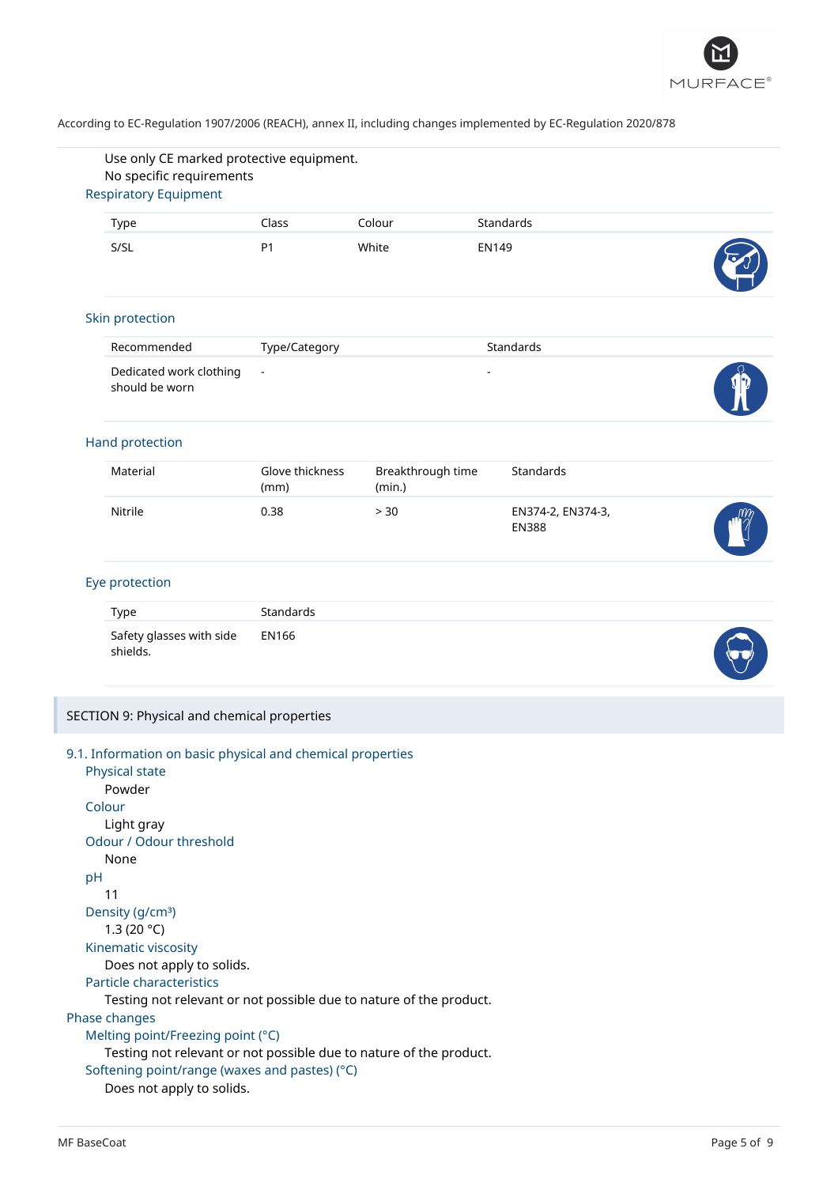Use only CE marked protective equipment.
No specific requirements

### Respiratory Equipment

| Type | Class | Colour | Standards |
|---|---|---|---|
| S/SL | P1 | White | EN149 |

### Skin protection

| Recommended | Type/Category | Standards |
|---|---|---|
| Dedicated work clothing should be worn | - | - |

### Hand protection

| Material | Glove thickness (mm) | Breakthrough time (min.) | Standards |
|---|---|---|---|
| Nitrile | 0.38 | > 30 | EN374-2, EN374-3, EN388 |

### Eye protection

| Type | Standards |
|---|---|
| Safety glasses with side shields. | EN166 |

## SECTION 9: Physical and chemical properties

### 9.1. Information on basic physical and chemical properties

**Physical state**
Powder

**Colour**
Light gray

**Odour / Odour threshold**
None

**pH**
11

**Density (g/cm³)**
1.3 (20 °C)

**Kinematic viscosity**
Does not apply to solids.

**Particle characteristics**
Testing not relevant or not possible due to nature of the product.

### Phase changes

**Melting point/Freezing point (°C)**
Testing not relevant or not possible due to nature of the product.

**Softening point/range (waxes and pastes) (°C)**
Does not apply to solids.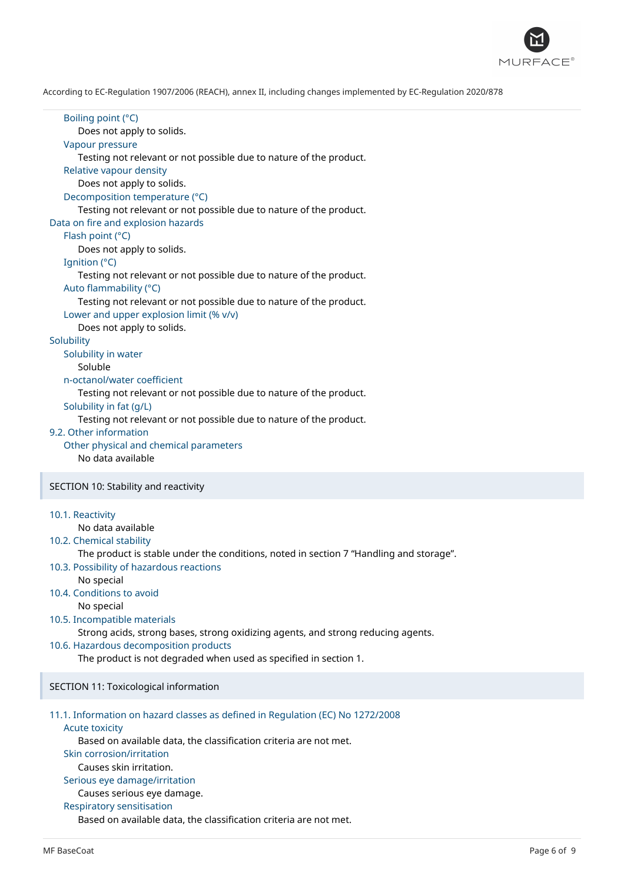#### Boiling point (°C)

Does not apply to solids.

#### Vapour pressure

Testing not relevant or not possible due to nature of the product.

#### Relative vapour density

Does not apply to solids.

#### Decomposition temperature (°C)

Testing not relevant or not possible due to nature of the product.

### Data on fire and explosion hazards

#### Flash point (°C)

Does not apply to solids.

#### Ignition (°C)

Testing not relevant or not possible due to nature of the product.

#### Auto flammability (°C)

Testing not relevant or not possible due to nature of the product.

#### Lower and upper explosion limit (% v/v)

Does not apply to solids.

### Solubility

#### Solubility in water

Soluble

#### n-octanol/water coefficient

Testing not relevant or not possible due to nature of the product.

#### Solubility in fat (g/L)

Testing not relevant or not possible due to nature of the product.

### 9.2. Other information

#### Other physical and chemical parameters

No data available

## SECTION 10: Stability and reactivity

### 10.1. Reactivity

No data available

### 10.2. Chemical stability

The product is stable under the conditions, noted in section 7 "Handling and storage".

### 10.3. Possibility of hazardous reactions

No special

### 10.4. Conditions to avoid

No special

### 10.5. Incompatible materials

Strong acids, strong bases, strong oxidizing agents, and strong reducing agents.

### 10.6. Hazardous decomposition products

The product is not degraded when used as specified in section 1.

## SECTION 11: Toxicological information

### 11.1. Information on hazard classes as defined in Regulation (EC) No 1272/2008

#### Acute toxicity

Based on available data, the classification criteria are not met.

#### Skin corrosion/irritation

Causes skin irritation.

#### Serious eye damage/irritation

Causes serious eye damage.

#### Respiratory sensitisation

Based on available data, the classification criteria are not met.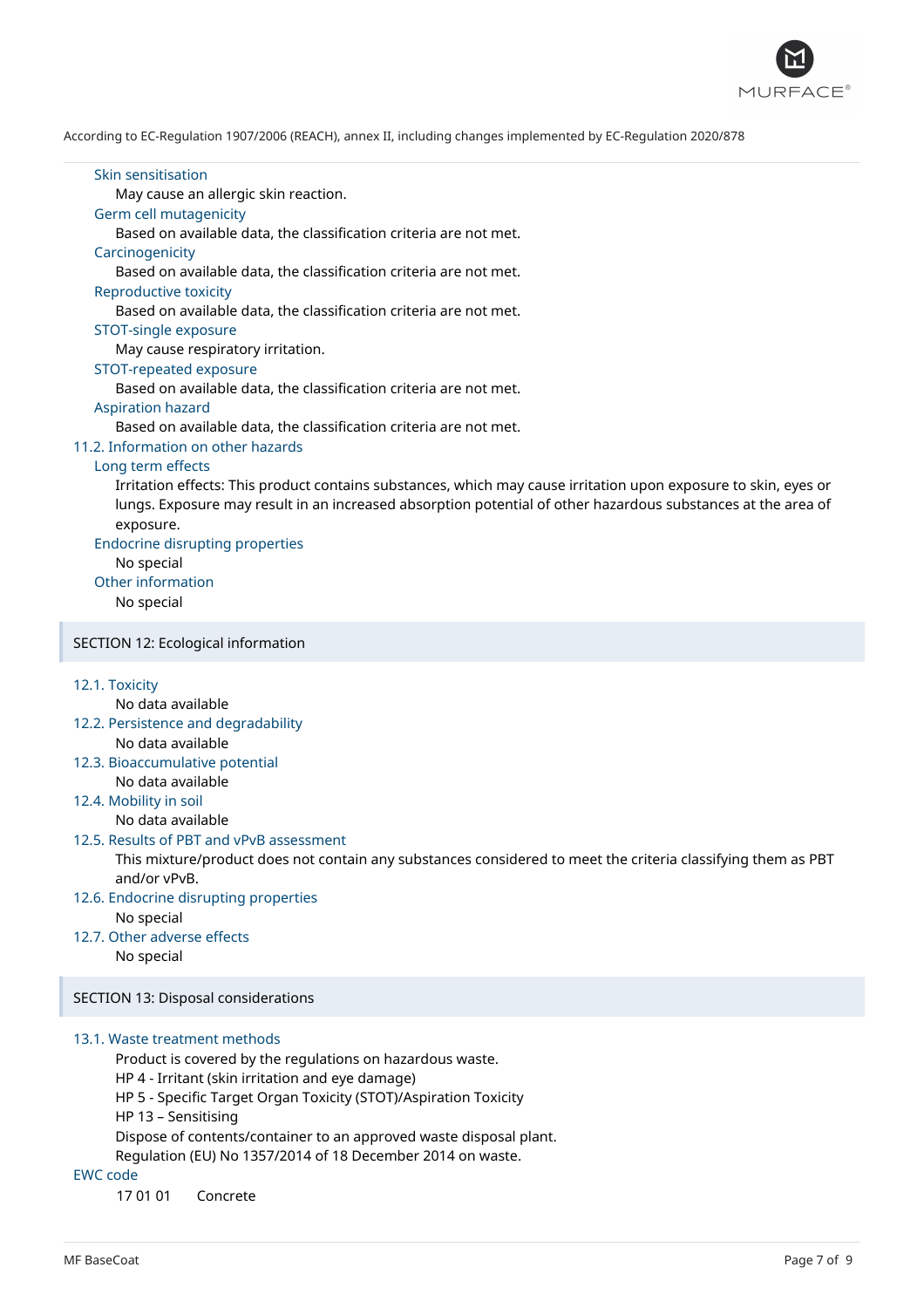Skin sensitisation

May cause an allergic skin reaction.

Germ cell mutagenicity

Based on available data, the classification criteria are not met.

Carcinogenicity

Based on available data, the classification criteria are not met.

Reproductive toxicity

Based on available data, the classification criteria are not met.

STOT-single exposure

May cause respiratory irritation.

STOT-repeated exposure

Based on available data, the classification criteria are not met.

Aspiration hazard

Based on available data, the classification criteria are not met.

### 11.2. Information on other hazards

Long term effects

Irritation effects: This product contains substances, which may cause irritation upon exposure to skin, eyes or lungs. Exposure may result in an increased absorption potential of other hazardous substances at the area of exposure.

Endocrine disrupting properties

No special

Other information

No special

## SECTION 12: Ecological information

### 12.1. Toxicity

No data available

### 12.2. Persistence and degradability

No data available

### 12.3. Bioaccumulative potential

No data available

### 12.4. Mobility in soil

No data available

### 12.5. Results of PBT and vPvB assessment

This mixture/product does not contain any substances considered to meet the criteria classifying them as PBT and/or vPvB.

### 12.6. Endocrine disrupting properties

No special

### 12.7. Other adverse effects

No special

## SECTION 13: Disposal considerations

### 13.1. Waste treatment methods

Product is covered by the regulations on hazardous waste.
HP 4 - Irritant (skin irritation and eye damage)
HP 5 - Specific Target Organ Toxicity (STOT)/Aspiration Toxicity
HP 13 – Sensitising
Dispose of contents/container to an approved waste disposal plant.
Regulation (EU) No 1357/2014 of 18 December 2014 on waste.

EWC code

17 01 01 Concrete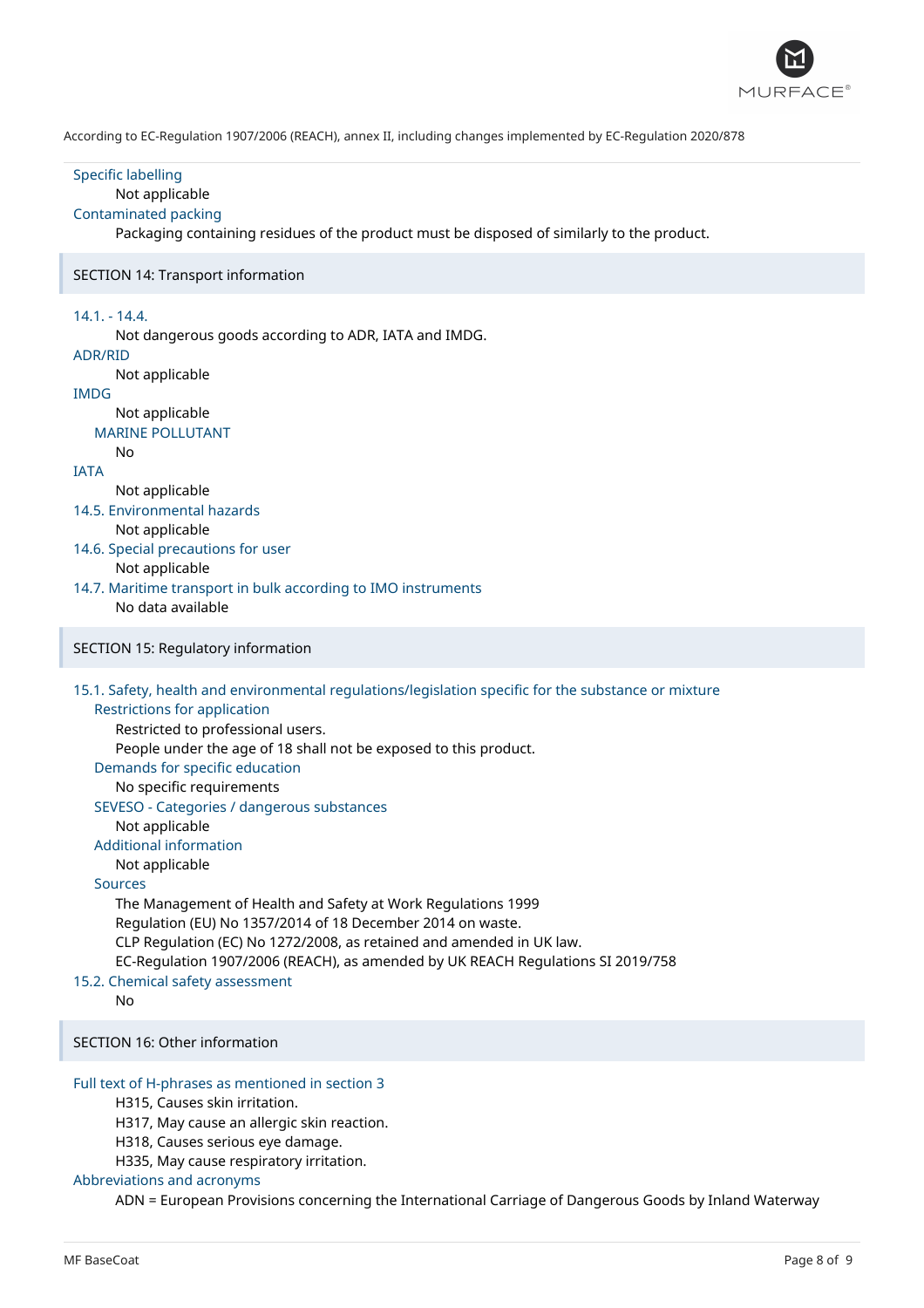Specific labelling

Not applicable

Contaminated packing

Packaging containing residues of the product must be disposed of similarly to the product.

## SECTION 14: Transport information

### 14.1. - 14.4.

Not dangerous goods according to ADR, IATA and IMDG.

ADR/RID

Not applicable

IMDG

Not applicable

MARINE POLLUTANT

No

IATA

Not applicable

### 14.5. Environmental hazards

Not applicable

### 14.6. Special precautions for user

Not applicable

### 14.7. Maritime transport in bulk according to IMO instruments

No data available

## SECTION 15: Regulatory information

### 15.1. Safety, health and environmental regulations/legislation specific for the substance or mixture

Restrictions for application

Restricted to professional users.
People under the age of 18 shall not be exposed to this product.

Demands for specific education

No specific requirements

SEVESO - Categories / dangerous substances

Not applicable

Additional information

Not applicable

Sources

The Management of Health and Safety at Work Regulations 1999
Regulation (EU) No 1357/2014 of 18 December 2014 on waste.
CLP Regulation (EC) No 1272/2008, as retained and amended in UK law.
EC-Regulation 1907/2006 (REACH), as amended by UK REACH Regulations SI 2019/758

### 15.2. Chemical safety assessment

No

## SECTION 16: Other information

Full text of H-phrases as mentioned in section 3

H315, Causes skin irritation.
H317, May cause an allergic skin reaction.
H318, Causes serious eye damage.
H335, May cause respiratory irritation.

Abbreviations and acronyms

ADN = European Provisions concerning the International Carriage of Dangerous Goods by Inland Waterway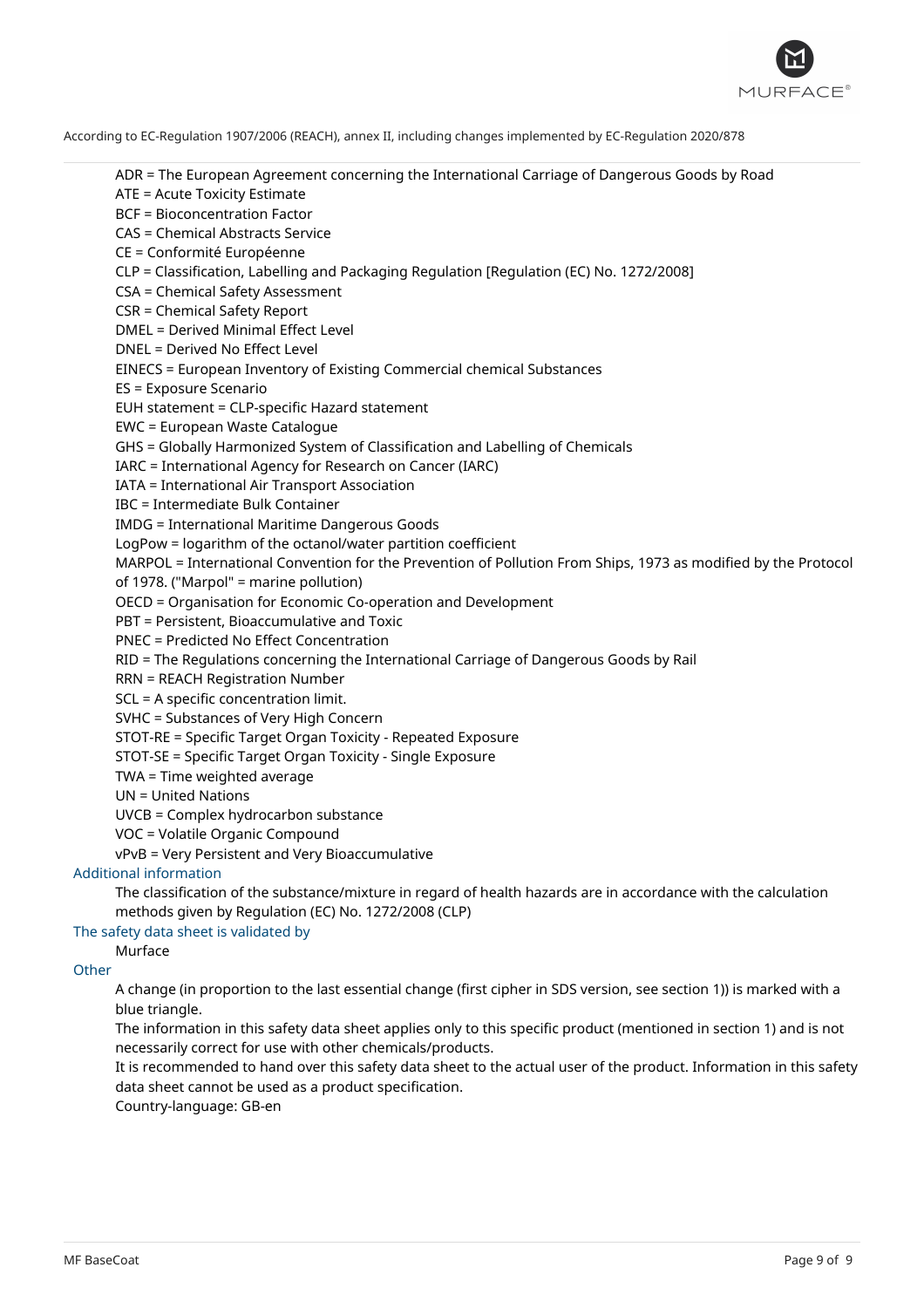ADR = The European Agreement concerning the International Carriage of Dangerous Goods by Road
ATE = Acute Toxicity Estimate
BCF = Bioconcentration Factor
CAS = Chemical Abstracts Service
CE = Conformité Européenne
CLP = Classification, Labelling and Packaging Regulation [Regulation (EC) No. 1272/2008]
CSA = Chemical Safety Assessment
CSR = Chemical Safety Report
DMEL = Derived Minimal Effect Level
DNEL = Derived No Effect Level
EINECS = European Inventory of Existing Commercial chemical Substances
ES = Exposure Scenario
EUH statement = CLP-specific Hazard statement
EWC = European Waste Catalogue
GHS = Globally Harmonized System of Classification and Labelling of Chemicals
IARC = International Agency for Research on Cancer (IARC)
IATA = International Air Transport Association
IBC = Intermediate Bulk Container
IMDG = International Maritime Dangerous Goods
LogPow = logarithm of the octanol/water partition coefficient
MARPOL = International Convention for the Prevention of Pollution From Ships, 1973 as modified by the Protocol of 1978. ("Marpol" = marine pollution)
OECD = Organisation for Economic Co-operation and Development
PBT = Persistent, Bioaccumulative and Toxic
PNEC = Predicted No Effect Concentration
RID = The Regulations concerning the International Carriage of Dangerous Goods by Rail
RRN = REACH Registration Number
SCL = A specific concentration limit.
SVHC = Substances of Very High Concern
STOT-RE = Specific Target Organ Toxicity - Repeated Exposure
STOT-SE = Specific Target Organ Toxicity - Single Exposure
TWA = Time weighted average
UN = United Nations
UVCB = Complex hydrocarbon substance
VOC = Volatile Organic Compound
vPvB = Very Persistent and Very Bioaccumulative

### Additional information

The classification of the substance/mixture in regard of health hazards are in accordance with the calculation methods given by Regulation (EC) No. 1272/2008 (CLP)

### The safety data sheet is validated by

Murface

### Other

A change (in proportion to the last essential change (first cipher in SDS version, see section 1)) is marked with a blue triangle.
The information in this safety data sheet applies only to this specific product (mentioned in section 1) and is not necessarily correct for use with other chemicals/products.
It is recommended to hand over this safety data sheet to the actual user of the product. Information in this safety data sheet cannot be used as a product specification.
Country-language: GB-en